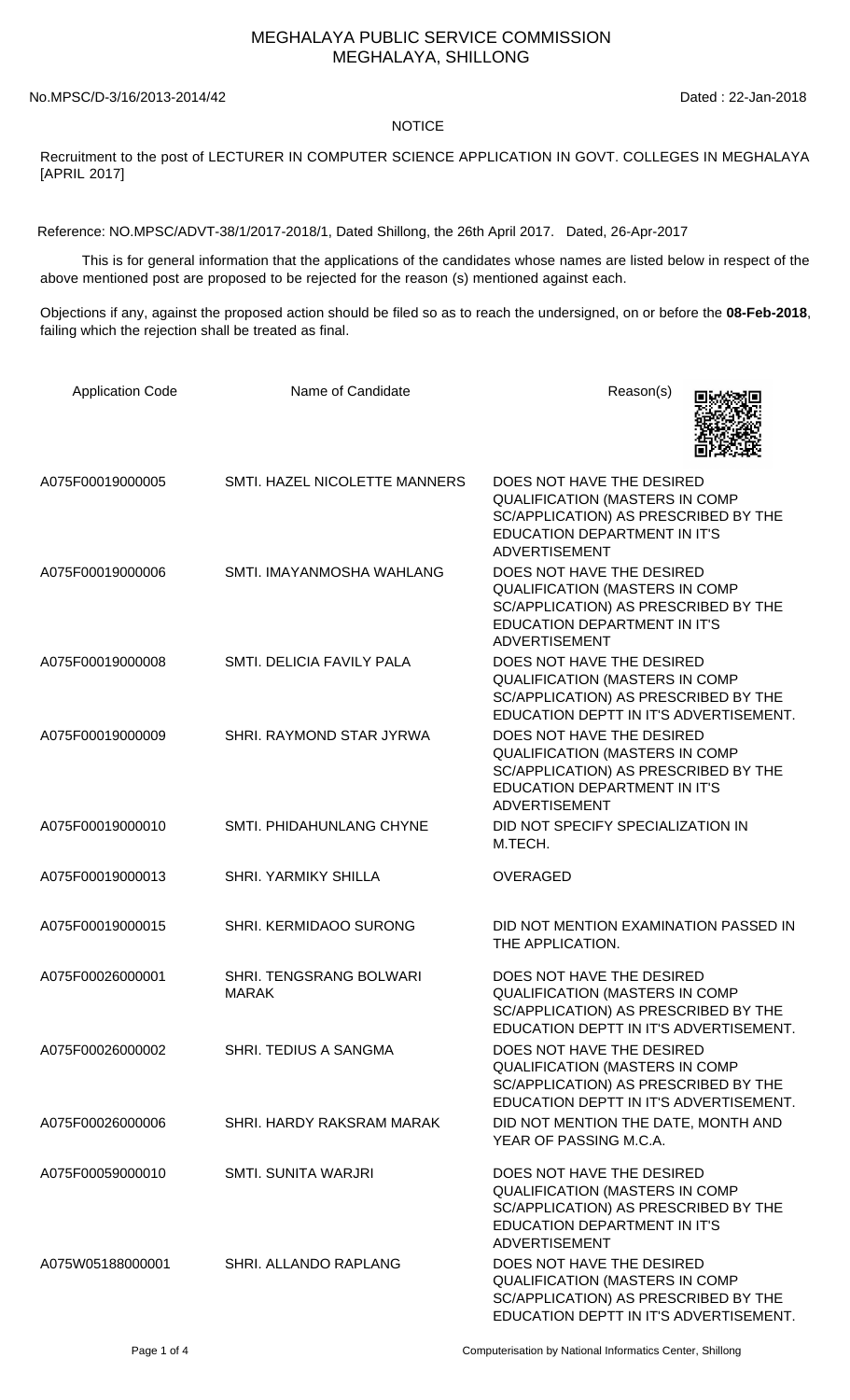# MEGHALAYA PUBLIC SERVICE COMMISSION
## MEGHALAYA, SHILLONG

No.MPSC/D-3/16/2013-2014/42 Dated : 22-Jan-2018

### NOTICE

Recruitment to the post of LECTURER IN COMPUTER SCIENCE APPLICATION IN GOVT. COLLEGES IN MEGHALAYA [APRIL 2017]

Reference: NO.MPSC/ADVT-38/1/2017-2018/1, Dated Shillong, the 26th April 2017. Dated, 26-Apr-2017

This is for general information that the applications of the candidates whose names are listed below in respect of the above mentioned post are proposed to be rejected for the reason (s) mentioned against each.

Objections if any, against the proposed action should be filed so as to reach the undersigned, on or before the **08-Feb-2018**, failing which the rejection shall be treated as final.

| Application Code | Name of Candidate | Reason(s) |
|---|---|---|
| A075F00019000005 | SMTI. HAZEL NICOLETTE MANNERS | DOES NOT HAVE THE DESIRED QUALIFICATION (MASTERS IN COMP SC/APPLICATION) AS PRESCRIBED BY THE EDUCATION DEPARTMENT IN IT'S ADVERTISEMENT |
| A075F00019000006 | SMTI. IMAYANMOSHA WAHLANG | DOES NOT HAVE THE DESIRED QUALIFICATION (MASTERS IN COMP SC/APPLICATION) AS PRESCRIBED BY THE EDUCATION DEPARTMENT IN IT'S ADVERTISEMENT |
| A075F00019000008 | SMTI. DELICIA FAVILY PALA | DOES NOT HAVE THE DESIRED QUALIFICATION (MASTERS IN COMP SC/APPLICATION) AS PRESCRIBED BY THE EDUCATION DEPTT IN IT'S ADVERTISEMENT. |
| A075F00019000009 | SHRI. RAYMOND STAR JYRWA | DOES NOT HAVE THE DESIRED QUALIFICATION (MASTERS IN COMP SC/APPLICATION) AS PRESCRIBED BY THE EDUCATION DEPARTMENT IN IT'S ADVERTISEMENT |
| A075F00019000010 | SMTI. PHIDAHUNLANG CHYNE | DID NOT SPECIFY SPECIALIZATION IN M.TECH. |
| A075F00019000013 | SHRI. YARMIKY SHILLA | OVERAGED |
| A075F00019000015 | SHRI. KERMIDAOO SURONG | DID NOT MENTION EXAMINATION PASSED IN THE APPLICATION. |
| A075F00026000001 | SHRI. TENGSRANG BOLWARI MARAK | DOES NOT HAVE THE DESIRED QUALIFICATION (MASTERS IN COMP SC/APPLICATION) AS PRESCRIBED BY THE EDUCATION DEPTT IN IT'S ADVERTISEMENT. |
| A075F00026000002 | SHRI. TEDIUS A SANGMA | DOES NOT HAVE THE DESIRED QUALIFICATION (MASTERS IN COMP SC/APPLICATION) AS PRESCRIBED BY THE EDUCATION DEPTT IN IT'S ADVERTISEMENT. |
| A075F00026000006 | SHRI. HARDY RAKSRAM MARAK | DID NOT MENTION THE DATE, MONTH AND YEAR OF PASSING M.C.A. |
| A075F00059000010 | SMTI. SUNITA WARJRI | DOES NOT HAVE THE DESIRED QUALIFICATION (MASTERS IN COMP SC/APPLICATION) AS PRESCRIBED BY THE EDUCATION DEPARTMENT IN IT'S ADVERTISEMENT |
| A075W05188000001 | SHRI. ALLANDO RAPLANG | DOES NOT HAVE THE DESIRED QUALIFICATION (MASTERS IN COMP SC/APPLICATION) AS PRESCRIBED BY THE EDUCATION DEPTT IN IT'S ADVERTISEMENT. |

Computerisation by National Informatics Center, Shillong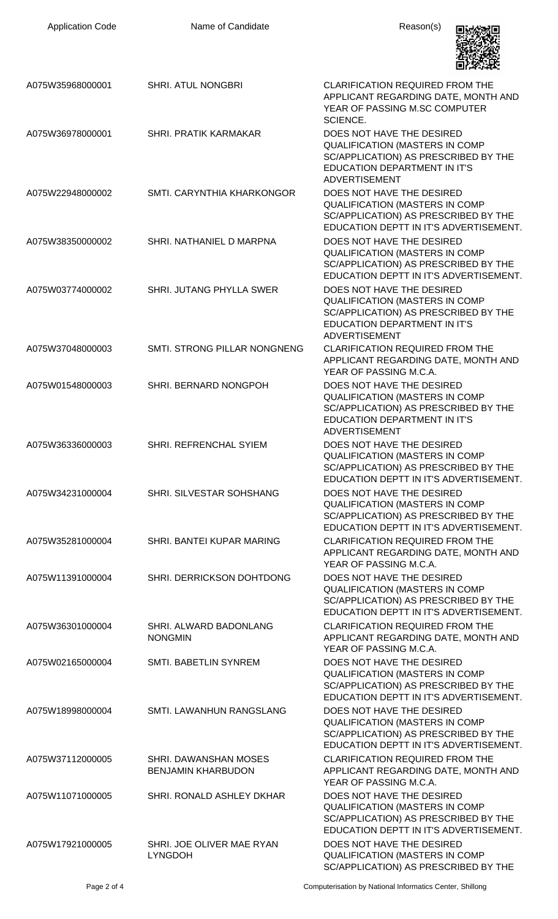| Application Code | Name of Candidate | Reason(s) |
|---|---|---|
| A075W35968000001 | SHRI. ATUL NONGBRI | CLARIFICATION REQUIRED FROM THE APPLICANT REGARDING DATE, MONTH AND YEAR OF PASSING M.SC COMPUTER SCIENCE. |
| A075W36978000001 | SHRI. PRATIK KARMAKAR | DOES NOT HAVE THE DESIRED QUALIFICATION (MASTERS IN COMP SC/APPLICATION) AS PRESCRIBED BY THE EDUCATION DEPARTMENT IN IT'S ADVERTISEMENT |
| A075W22948000002 | SMTI. CARYNTHIA KHARKONGOR | DOES NOT HAVE THE DESIRED QUALIFICATION (MASTERS IN COMP SC/APPLICATION) AS PRESCRIBED BY THE EDUCATION DEPTT IN IT'S ADVERTISEMENT. |
| A075W38350000002 | SHRI. NATHANIEL D MARPNA | DOES NOT HAVE THE DESIRED QUALIFICATION (MASTERS IN COMP SC/APPLICATION) AS PRESCRIBED BY THE EDUCATION DEPTT IN IT'S ADVERTISEMENT. |
| A075W03774000002 | SHRI. JUTANG PHYLLA SWER | DOES NOT HAVE THE DESIRED QUALIFICATION (MASTERS IN COMP SC/APPLICATION) AS PRESCRIBED BY THE EDUCATION DEPARTMENT IN IT'S ADVERTISEMENT |
| A075W37048000003 | SMTI. STRONG PILLAR NONGNENG | CLARIFICATION REQUIRED FROM THE APPLICANT REGARDING DATE, MONTH AND YEAR OF PASSING M.C.A. |
| A075W01548000003 | SHRI. BERNARD NONGPOH | DOES NOT HAVE THE DESIRED QUALIFICATION (MASTERS IN COMP SC/APPLICATION) AS PRESCRIBED BY THE EDUCATION DEPARTMENT IN IT'S ADVERTISEMENT |
| A075W36336000003 | SHRI. REFRENCHAL SYIEM | DOES NOT HAVE THE DESIRED QUALIFICATION (MASTERS IN COMP SC/APPLICATION) AS PRESCRIBED BY THE EDUCATION DEPTT IN IT'S ADVERTISEMENT. |
| A075W34231000004 | SHRI. SILVESTAR SOHSHANG | DOES NOT HAVE THE DESIRED QUALIFICATION (MASTERS IN COMP SC/APPLICATION) AS PRESCRIBED BY THE EDUCATION DEPTT IN IT'S ADVERTISEMENT. |
| A075W35281000004 | SHRI. BANTEI KUPAR MARING | CLARIFICATION REQUIRED FROM THE APPLICANT REGARDING DATE, MONTH AND YEAR OF PASSING M.C.A. |
| A075W11391000004 | SHRI. DERRICKSON DOHTDONG | DOES NOT HAVE THE DESIRED QUALIFICATION (MASTERS IN COMP SC/APPLICATION) AS PRESCRIBED BY THE EDUCATION DEPTT IN IT'S ADVERTISEMENT. |
| A075W36301000004 | SHRI. ALWARD BADONLANG NONGMIN | CLARIFICATION REQUIRED FROM THE APPLICANT REGARDING DATE, MONTH AND YEAR OF PASSING M.C.A. |
| A075W02165000004 | SMTI. BABETLIN SYNREM | DOES NOT HAVE THE DESIRED QUALIFICATION (MASTERS IN COMP SC/APPLICATION) AS PRESCRIBED BY THE EDUCATION DEPTT IN IT'S ADVERTISEMENT. |
| A075W18998000004 | SMTI. LAWANHUN RANGSLANG | DOES NOT HAVE THE DESIRED QUALIFICATION (MASTERS IN COMP SC/APPLICATION) AS PRESCRIBED BY THE EDUCATION DEPTT IN IT'S ADVERTISEMENT. |
| A075W37112000005 | SHRI. DAWANSHAN MOSES BENJAMIN KHARBUDON | CLARIFICATION REQUIRED FROM THE APPLICANT REGARDING DATE, MONTH AND YEAR OF PASSING M.C.A. |
| A075W11071000005 | SHRI. RONALD ASHLEY DKHAR | DOES NOT HAVE THE DESIRED QUALIFICATION (MASTERS IN COMP SC/APPLICATION) AS PRESCRIBED BY THE EDUCATION DEPTT IN IT'S ADVERTISEMENT. |
| A075W17921000005 | SHRI. JOE OLIVER MAE RYAN LYNGDOH | DOES NOT HAVE THE DESIRED QUALIFICATION (MASTERS IN COMP SC/APPLICATION) AS PRESCRIBED BY THE |

Computerisation by National Informatics Center, Shillong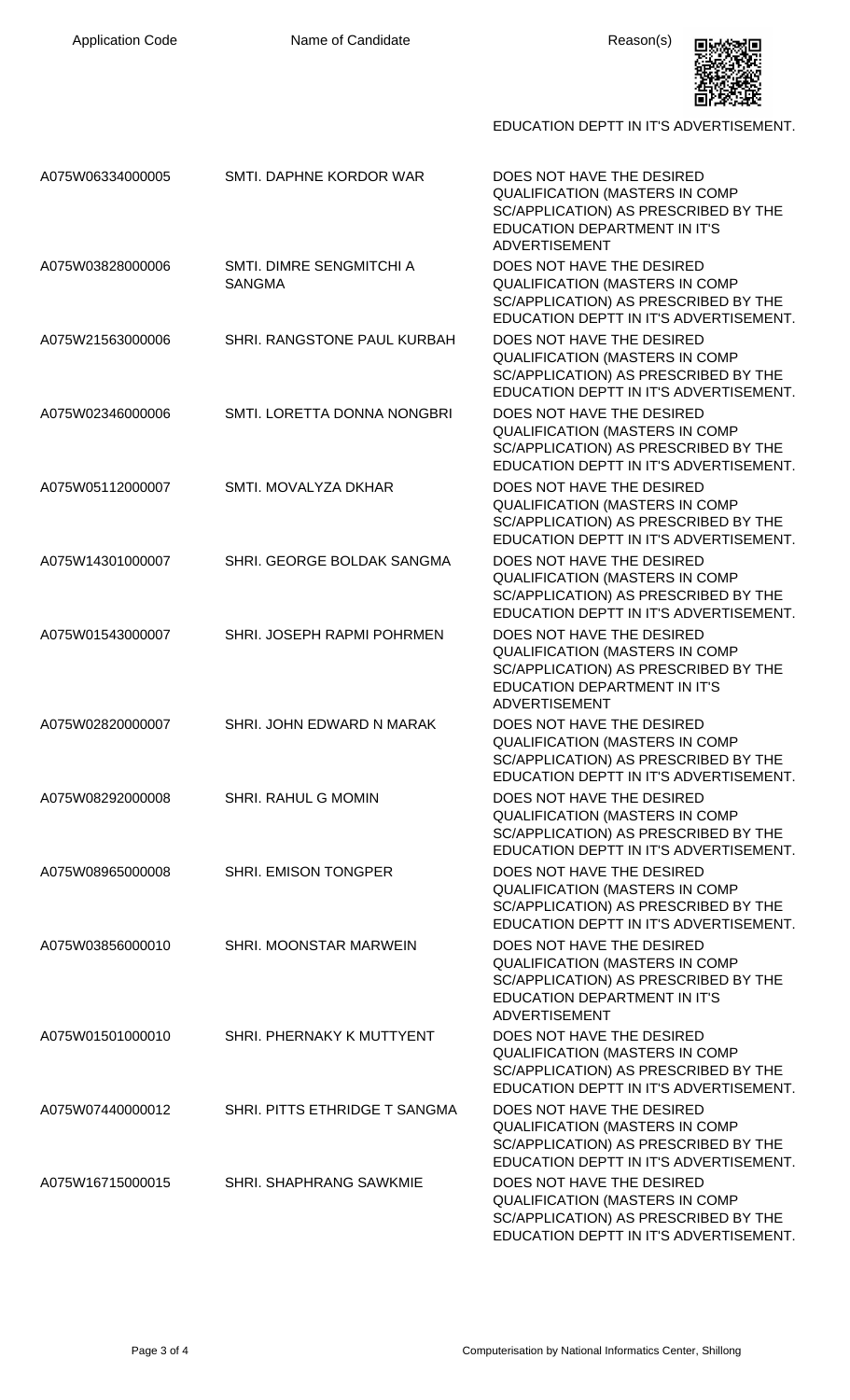| Application Code | Name of Candidate | Reason(s) |
|---|---|---|
| | | EDUCATION DEPTT IN IT'S ADVERTISEMENT. |
| A075W06334000005 | SMTI. DAPHNE KORDOR WAR | DOES NOT HAVE THE DESIRED QUALIFICATION (MASTERS IN COMP SC/APPLICATION) AS PRESCRIBED BY THE EDUCATION DEPARTMENT IN IT'S ADVERTISEMENT |
| A075W03828000006 | SMTI. DIMRE SENGMITCHI A SANGMA | DOES NOT HAVE THE DESIRED QUALIFICATION (MASTERS IN COMP SC/APPLICATION) AS PRESCRIBED BY THE EDUCATION DEPTT IN IT'S ADVERTISEMENT. |
| A075W21563000006 | SHRI. RANGSTONE PAUL KURBAH | DOES NOT HAVE THE DESIRED QUALIFICATION (MASTERS IN COMP SC/APPLICATION) AS PRESCRIBED BY THE EDUCATION DEPTT IN IT'S ADVERTISEMENT. |
| A075W02346000006 | SMTI. LORETTA DONNA NONGBRI | DOES NOT HAVE THE DESIRED QUALIFICATION (MASTERS IN COMP SC/APPLICATION) AS PRESCRIBED BY THE EDUCATION DEPTT IN IT'S ADVERTISEMENT. |
| A075W05112000007 | SMTI. MOVALYZA DKHAR | DOES NOT HAVE THE DESIRED QUALIFICATION (MASTERS IN COMP SC/APPLICATION) AS PRESCRIBED BY THE EDUCATION DEPTT IN IT'S ADVERTISEMENT. |
| A075W14301000007 | SHRI. GEORGE BOLDAK SANGMA | DOES NOT HAVE THE DESIRED QUALIFICATION (MASTERS IN COMP SC/APPLICATION) AS PRESCRIBED BY THE EDUCATION DEPTT IN IT'S ADVERTISEMENT. |
| A075W01543000007 | SHRI. JOSEPH RAPMI POHRMEN | DOES NOT HAVE THE DESIRED QUALIFICATION (MASTERS IN COMP SC/APPLICATION) AS PRESCRIBED BY THE EDUCATION DEPARTMENT IN IT'S ADVERTISEMENT |
| A075W02820000007 | SHRI. JOHN EDWARD N MARAK | DOES NOT HAVE THE DESIRED QUALIFICATION (MASTERS IN COMP SC/APPLICATION) AS PRESCRIBED BY THE EDUCATION DEPTT IN IT'S ADVERTISEMENT. |
| A075W08292000008 | SHRI. RAHUL G MOMIN | DOES NOT HAVE THE DESIRED QUALIFICATION (MASTERS IN COMP SC/APPLICATION) AS PRESCRIBED BY THE EDUCATION DEPTT IN IT'S ADVERTISEMENT. |
| A075W08965000008 | SHRI. EMISON TONGPER | DOES NOT HAVE THE DESIRED QUALIFICATION (MASTERS IN COMP SC/APPLICATION) AS PRESCRIBED BY THE EDUCATION DEPTT IN IT'S ADVERTISEMENT. |
| A075W03856000010 | SHRI. MOONSTAR MARWEIN | DOES NOT HAVE THE DESIRED QUALIFICATION (MASTERS IN COMP SC/APPLICATION) AS PRESCRIBED BY THE EDUCATION DEPARTMENT IN IT'S ADVERTISEMENT |
| A075W01501000010 | SHRI. PHERNAKY K MUTTYENT | DOES NOT HAVE THE DESIRED QUALIFICATION (MASTERS IN COMP SC/APPLICATION) AS PRESCRIBED BY THE EDUCATION DEPTT IN IT'S ADVERTISEMENT. |
| A075W07440000012 | SHRI. PITTS ETHRIDGE T SANGMA | DOES NOT HAVE THE DESIRED QUALIFICATION (MASTERS IN COMP SC/APPLICATION) AS PRESCRIBED BY THE EDUCATION DEPTT IN IT'S ADVERTISEMENT. |
| A075W16715000015 | SHRI. SHAPHRANG SAWKMIE | DOES NOT HAVE THE DESIRED QUALIFICATION (MASTERS IN COMP SC/APPLICATION) AS PRESCRIBED BY THE EDUCATION DEPTT IN IT'S ADVERTISEMENT. |

Computerisation by National Informatics Center, Shillong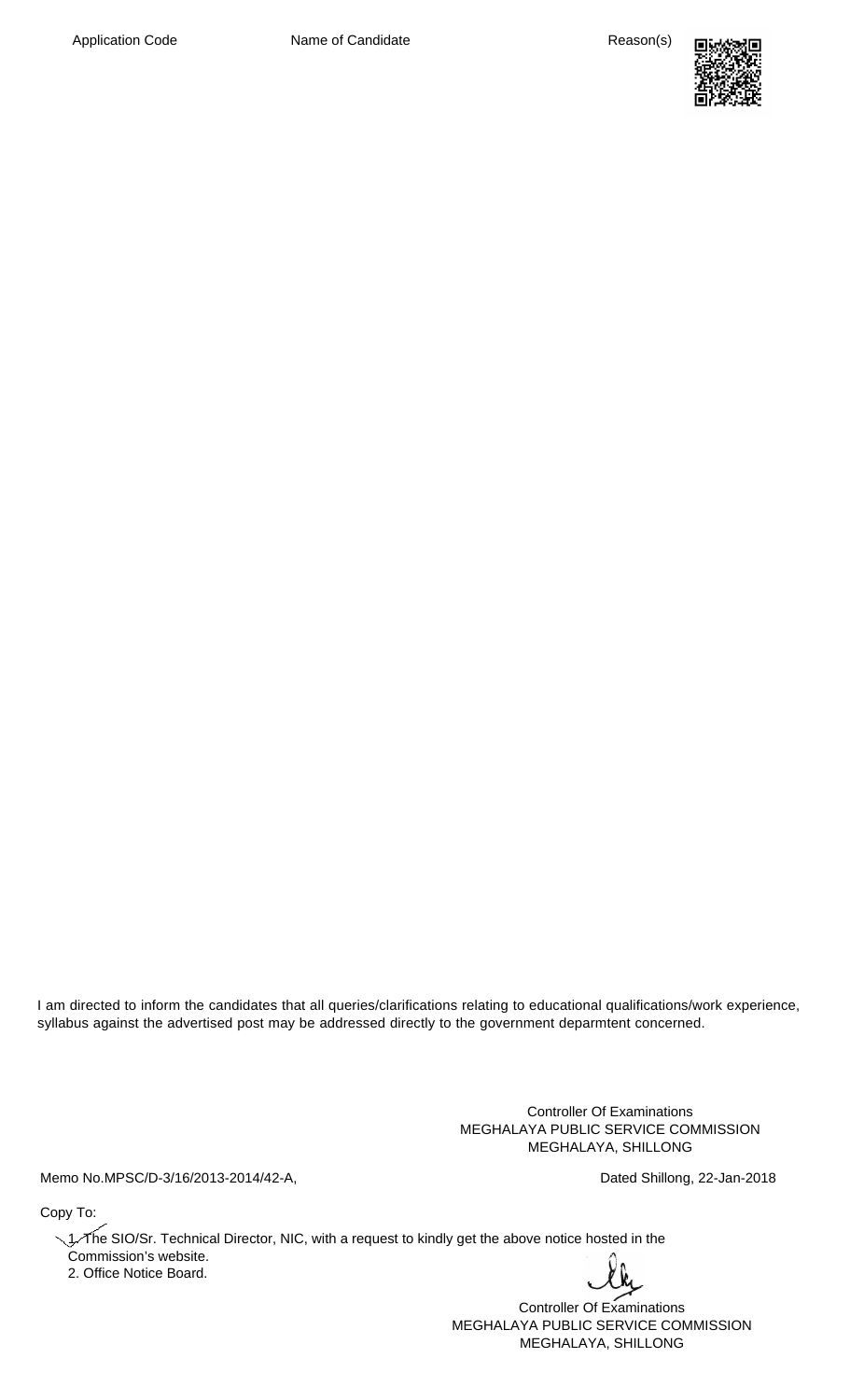| Application Code | Name of Candidate | Reason(s) |
|---|---|---|

I am directed to inform the candidates that all queries/clarifications relating to educational qualifications/work experience, syllabus against the advertised post may be addressed directly to the government deparmtent concerned.

Controller Of Examinations
MEGHALAYA PUBLIC SERVICE COMMISSION
MEGHALAYA, SHILLONG

Memo No.MPSC/D-3/16/2013-2014/42-A,

Dated Shillong, 22-Jan-2018

Copy To:

1. The SIO/Sr. Technical Director, NIC, with a request to kindly get the above notice hosted in the Commission's website.
2. Office Notice Board.

Controller Of Examinations
MEGHALAYA PUBLIC SERVICE COMMISSION
MEGHALAYA, SHILLONG